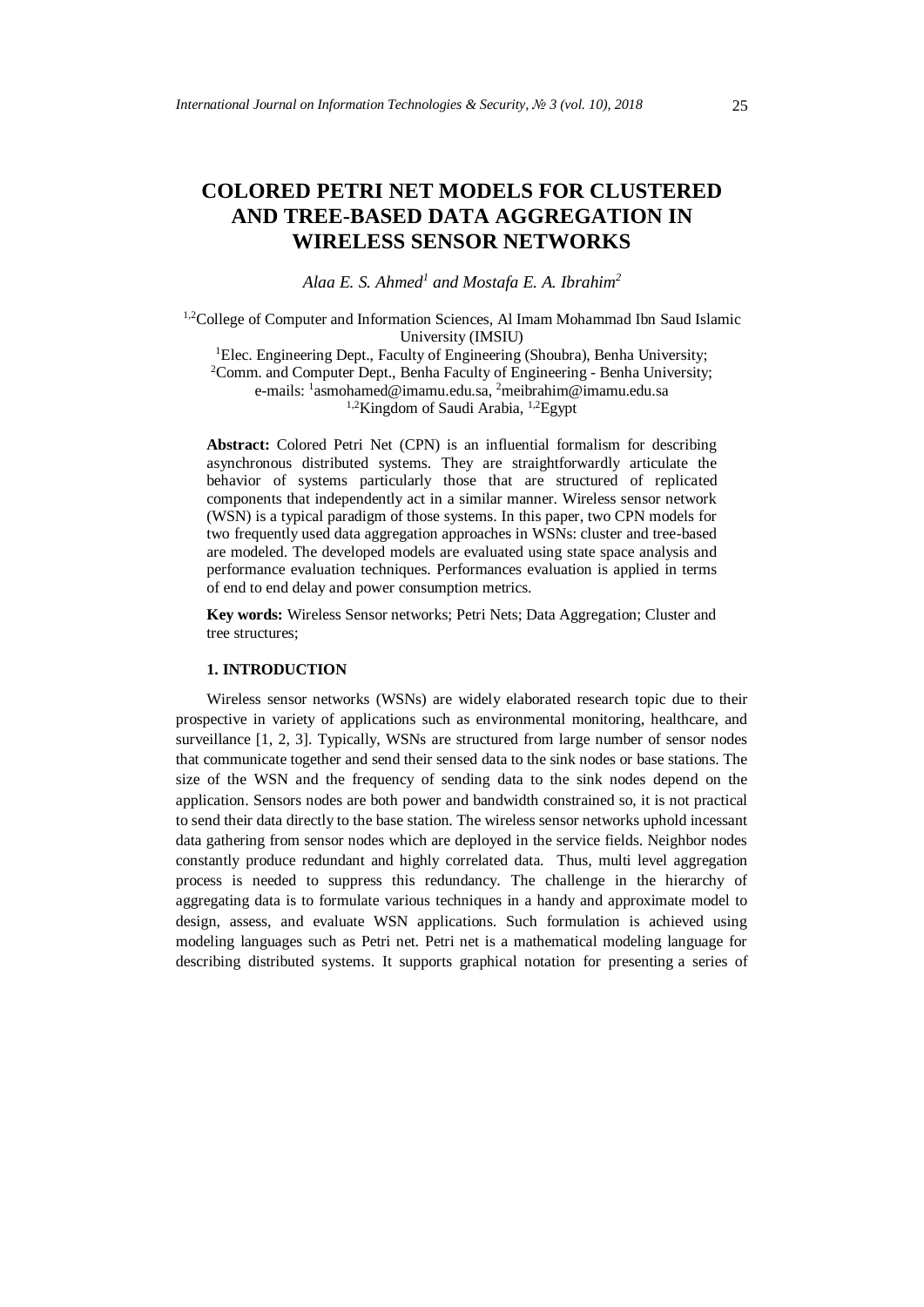# COLORED PETRI NET MODELS FOR CLUSTERED AND TREE-BASED DATA AGGREGATION IN WIRELESS SENSOR NETWORKS

*Alaa E. S. Ahmed[1] and Mostafa E. A. Ibrahim[2]*

[1,2]College of Computer and Information Sciences, Al Imam Mohammad Ibn Saud Islamic University (IMSIU)
[1]Elec. Engineering Dept., Faculty of Engineering (Shoubra), Benha University;
[2]Comm. and Computer Dept., Benha Faculty of Engineering - Benha University;
e-mails: [1]asmohamed@imamu.edu.sa, [2]meibrahim@imamu.edu.sa
[1,2]Kingdom of Saudi Arabia, [1,2]Egypt

**Abstract:** Colored Petri Net (CPN) is an influential formalism for describing asynchronous distributed systems. They are straightforwardly articulate the behavior of systems particularly those that are structured of replicated components that independently act in a similar manner. Wireless sensor network (WSN) is a typical paradigm of those systems. In this paper, two CPN models for two frequently used data aggregation approaches in WSNs: cluster and tree-based are modeled. The developed models are evaluated using state space analysis and performance evaluation techniques. Performances evaluation is applied in terms of end to end delay and power consumption metrics.

**Key words:** Wireless Sensor networks; Petri Nets; Data Aggregation; Cluster and tree structures;

## 1. INTRODUCTION

Wireless sensor networks (WSNs) are widely elaborated research topic due to their prospective in variety of applications such as environmental monitoring, healthcare, and surveillance [1, 2, 3]. Typically, WSNs are structured from large number of sensor nodes that communicate together and send their sensed data to the sink nodes or base stations. The size of the WSN and the frequency of sending data to the sink nodes depend on the application. Sensors nodes are both power and bandwidth constrained so, it is not practical to send their data directly to the base station. The wireless sensor networks uphold incessant data gathering from sensor nodes which are deployed in the service fields. Neighbor nodes constantly produce redundant and highly correlated data. Thus, multi level aggregation process is needed to suppress this redundancy. The challenge in the hierarchy of aggregating data is to formulate various techniques in a handy and approximate model to design, assess, and evaluate WSN applications. Such formulation is achieved using modeling languages such as Petri net. Petri net is a mathematical modeling language for describing distributed systems. It supports graphical notation for presenting a series of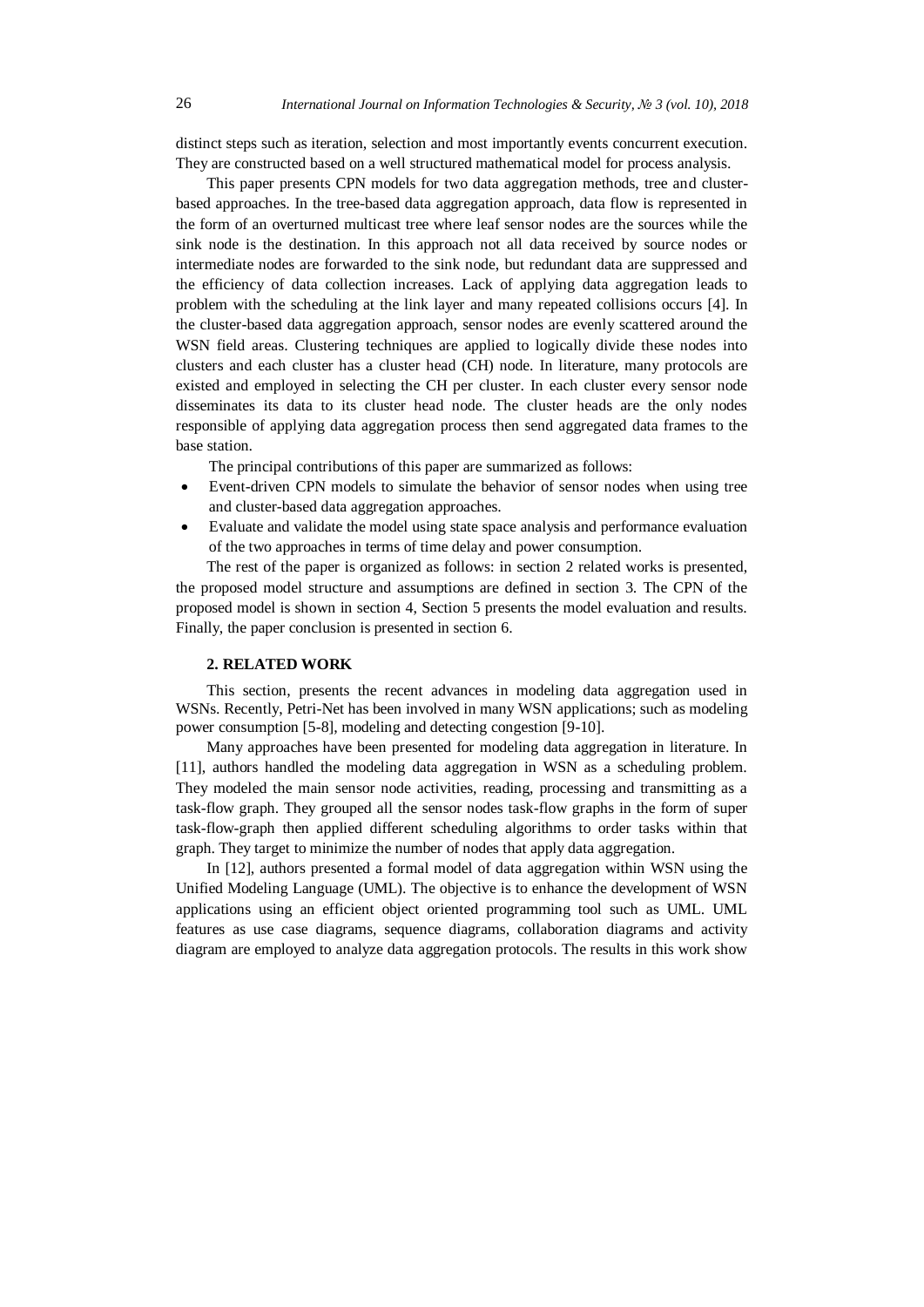distinct steps such as iteration, selection and most importantly events concurrent execution. They are constructed based on a well structured mathematical model for process analysis.

This paper presents CPN models for two data aggregation methods, tree and cluster-based approaches. In the tree-based data aggregation approach, data flow is represented in the form of an overturned multicast tree where leaf sensor nodes are the sources while the sink node is the destination. In this approach not all data received by source nodes or intermediate nodes are forwarded to the sink node, but redundant data are suppressed and the efficiency of data collection increases. Lack of applying data aggregation leads to problem with the scheduling at the link layer and many repeated collisions occurs [4]. In the cluster-based data aggregation approach, sensor nodes are evenly scattered around the WSN field areas. Clustering techniques are applied to logically divide these nodes into clusters and each cluster has a cluster head (CH) node. In literature, many protocols are existed and employed in selecting the CH per cluster. In each cluster every sensor node disseminates its data to its cluster head node. The cluster heads are the only nodes responsible of applying data aggregation process then send aggregated data frames to the base station.

The principal contributions of this paper are summarized as follows:

- Event-driven CPN models to simulate the behavior of sensor nodes when using tree and cluster-based data aggregation approaches.
- Evaluate and validate the model using state space analysis and performance evaluation of the two approaches in terms of time delay and power consumption.

The rest of the paper is organized as follows: in section 2 related works is presented, the proposed model structure and assumptions are defined in section 3. The CPN of the proposed model is shown in section 4, Section 5 presents the model evaluation and results. Finally, the paper conclusion is presented in section 6.

## 2. RELATED WORK

This section, presents the recent advances in modeling data aggregation used in WSNs. Recently, Petri-Net has been involved in many WSN applications; such as modeling power consumption [5-8], modeling and detecting congestion [9-10].

Many approaches have been presented for modeling data aggregation in literature. In [11], authors handled the modeling data aggregation in WSN as a scheduling problem. They modeled the main sensor node activities, reading, processing and transmitting as a task-flow graph. They grouped all the sensor nodes task-flow graphs in the form of super task-flow-graph then applied different scheduling algorithms to order tasks within that graph. They target to minimize the number of nodes that apply data aggregation.

In [12], authors presented a formal model of data aggregation within WSN using the Unified Modeling Language (UML). The objective is to enhance the development of WSN applications using an efficient object oriented programming tool such as UML. UML features as use case diagrams, sequence diagrams, collaboration diagrams and activity diagram are employed to analyze data aggregation protocols. The results in this work show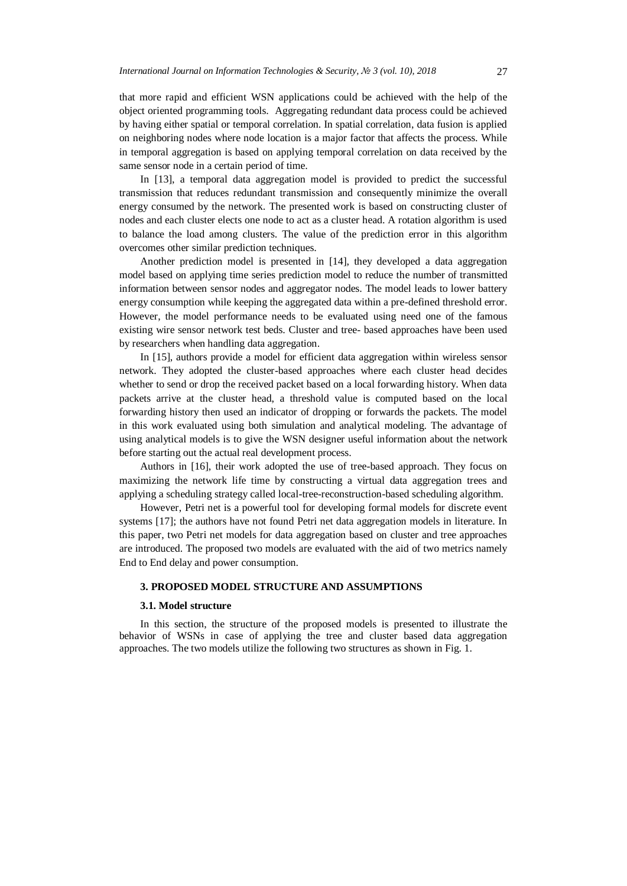that more rapid and efficient WSN applications could be achieved with the help of the object oriented programming tools. Aggregating redundant data process could be achieved by having either spatial or temporal correlation. In spatial correlation, data fusion is applied on neighboring nodes where node location is a major factor that affects the process. While in temporal aggregation is based on applying temporal correlation on data received by the same sensor node in a certain period of time.

In [13], a temporal data aggregation model is provided to predict the successful transmission that reduces redundant transmission and consequently minimize the overall energy consumed by the network. The presented work is based on constructing cluster of nodes and each cluster elects one node to act as a cluster head. A rotation algorithm is used to balance the load among clusters. The value of the prediction error in this algorithm overcomes other similar prediction techniques.

Another prediction model is presented in [14], they developed a data aggregation model based on applying time series prediction model to reduce the number of transmitted information between sensor nodes and aggregator nodes. The model leads to lower battery energy consumption while keeping the aggregated data within a pre-defined threshold error. However, the model performance needs to be evaluated using need one of the famous existing wire sensor network test beds. Cluster and tree- based approaches have been used by researchers when handling data aggregation.

In [15], authors provide a model for efficient data aggregation within wireless sensor network. They adopted the cluster-based approaches where each cluster head decides whether to send or drop the received packet based on a local forwarding history. When data packets arrive at the cluster head, a threshold value is computed based on the local forwarding history then used an indicator of dropping or forwards the packets. The model in this work evaluated using both simulation and analytical modeling. The advantage of using analytical models is to give the WSN designer useful information about the network before starting out the actual real development process.

Authors in [16], their work adopted the use of tree-based approach. They focus on maximizing the network life time by constructing a virtual data aggregation trees and applying a scheduling strategy called local-tree-reconstruction-based scheduling algorithm.

However, Petri net is a powerful tool for developing formal models for discrete event systems [17]; the authors have not found Petri net data aggregation models in literature. In this paper, two Petri net models for data aggregation based on cluster and tree approaches are introduced. The proposed two models are evaluated with the aid of two metrics namely End to End delay and power consumption.

## 3. PROPOSED MODEL STRUCTURE AND ASSUMPTIONS

### 3.1. Model structure

In this section, the structure of the proposed models is presented to illustrate the behavior of WSNs in case of applying the tree and cluster based data aggregation approaches. The two models utilize the following two structures as shown in Fig. 1.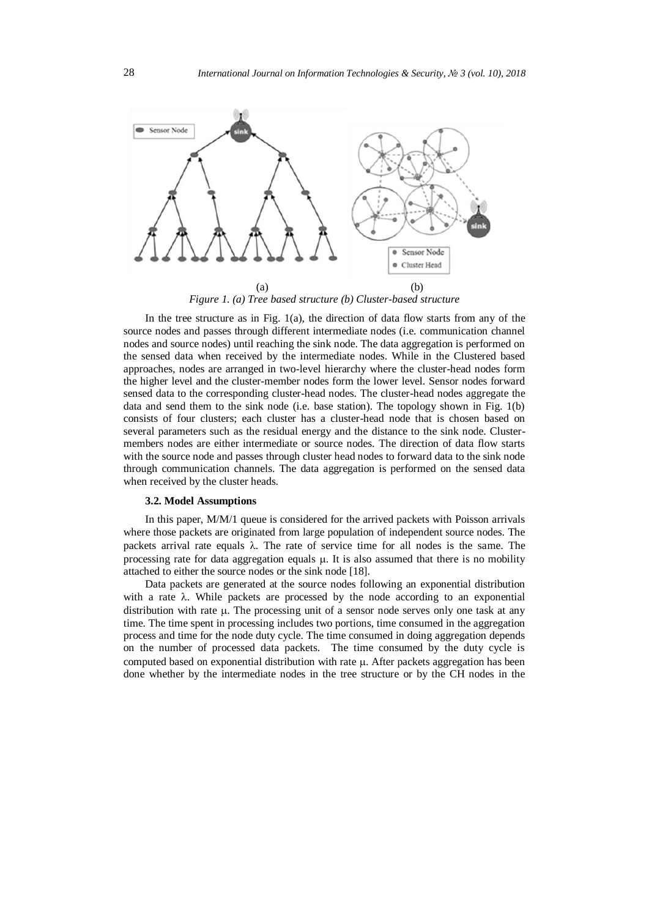(a) (b)

*Figure 1. (a) Tree based structure (b) Cluster-based structure*

In the tree structure as in Fig. 1(a), the direction of data flow starts from any of the source nodes and passes through different intermediate nodes (i.e. communication channel nodes and source nodes) until reaching the sink node. The data aggregation is performed on the sensed data when received by the intermediate nodes. While in the Clustered based approaches, nodes are arranged in two-level hierarchy where the cluster-head nodes form the higher level and the cluster-member nodes form the lower level. Sensor nodes forward sensed data to the corresponding cluster-head nodes. The cluster-head nodes aggregate the data and send them to the sink node (i.e. base station). The topology shown in Fig. 1(b) consists of four clusters; each cluster has a cluster-head node that is chosen based on several parameters such as the residual energy and the distance to the sink node. Cluster-members nodes are either intermediate or source nodes. The direction of data flow starts with the source node and passes through cluster head nodes to forward data to the sink node through communication channels. The data aggregation is performed on the sensed data when received by the cluster heads.

### 3.2. Model Assumptions

In this paper, M/M/1 queue is considered for the arrived packets with Poisson arrivals where those packets are originated from large population of independent source nodes. The packets arrival rate equals $\lambda$. The rate of service time for all nodes is the same. The processing rate for data aggregation equals $\mu$. It is also assumed that there is no mobility attached to either the source nodes or the sink node [18].

Data packets are generated at the source nodes following an exponential distribution with a rate $\lambda$. While packets are processed by the node according to an exponential distribution with rate $\mu$. The processing unit of a sensor node serves only one task at any time. The time spent in processing includes two portions, time consumed in the aggregation process and time for the node duty cycle. The time consumed in doing aggregation depends on the number of processed data packets. The time consumed by the duty cycle is computed based on exponential distribution with rate $\mu$. After packets aggregation has been done whether by the intermediate nodes in the tree structure or by the CH nodes in the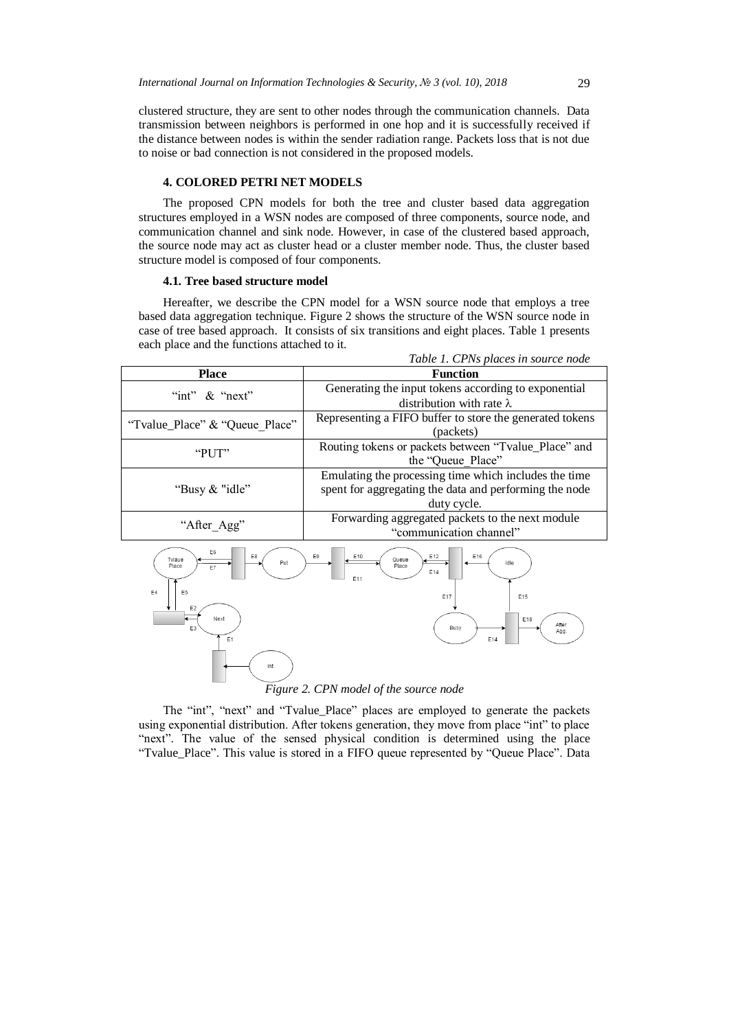clustered structure, they are sent to other nodes through the communication channels. Data transmission between neighbors is performed in one hop and it is successfully received if the distance between nodes is within the sender radiation range. Packets loss that is not due to noise or bad connection is not considered in the proposed models.

## 4. COLORED PETRI NET MODELS

The proposed CPN models for both the tree and cluster based data aggregation structures employed in a WSN nodes are composed of three components, source node, and communication channel and sink node. However, in case of the clustered based approach, the source node may act as cluster head or a cluster member node. Thus, the cluster based structure model is composed of four components.

### 4.1. Tree based structure model

Hereafter, we describe the CPN model for a WSN source node that employs a tree based data aggregation technique. Figure 2 shows the structure of the WSN source node in case of tree based approach. It consists of six transitions and eight places. Table 1 presents each place and the functions attached to it.

*Table 1. CPNs places in source node*

| Place | Function |
|---|---|
| "int" & "next" | Generating the input tokens according to exponential distribution with rate λ |
| "Tvalue_Place" & "Queue_Place" | Representing a FIFO buffer to store the generated tokens (packets) |
| "PUT" | Routing tokens or packets between "Tvalue_Place" and the "Queue_Place" |
| "Busy & "idle" | Emulating the processing time which includes the time spent for aggregating the data and performing the node duty cycle. |
| "After_Agg" | Forwarding aggregated packets to the next module "communication channel" |

*Figure 2. CPN model of the source node*

The "int", "next" and "Tvalue_Place" places are employed to generate the packets using exponential distribution. After tokens generation, they move from place "int" to place "next". The value of the sensed physical condition is determined using the place "Tvalue_Place". This value is stored in a FIFO queue represented by "Queue Place". Data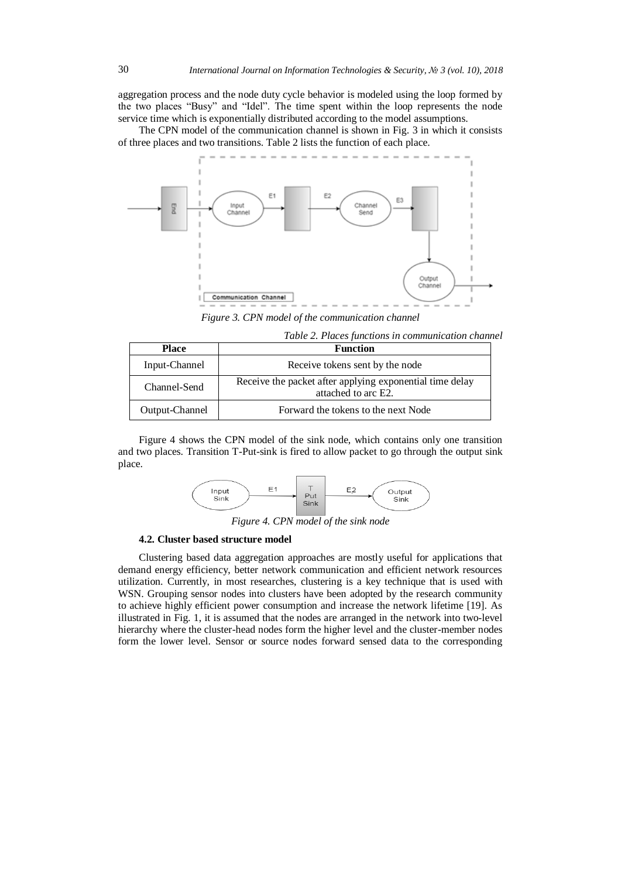aggregation process and the node duty cycle behavior is modeled using the loop formed by the two places "Busy" and "Idel". The time spent within the loop represents the node service time which is exponentially distributed according to the model assumptions.

The CPN model of the communication channel is shown in Fig. 3 in which it consists of three places and two transitions. Table 2 lists the function of each place.

*Figure 3. CPN model of the communication channel*

*Table 2. Places functions in communication channel*

| Place | Function |
|---|---|
| Input-Channel | Receive tokens sent by the node |
| Channel-Send | Receive the packet after applying exponential time delay attached to arc E2. |
| Output-Channel | Forward the tokens to the next Node |

Figure 4 shows the CPN model of the sink node, which contains only one transition and two places. Transition T-Put-sink is fired to allow packet to go through the output sink place.

*Figure 4. CPN model of the sink node*

#### 4.2. Cluster based structure model

Clustering based data aggregation approaches are mostly useful for applications that demand energy efficiency, better network communication and efficient network resources utilization. Currently, in most researches, clustering is a key technique that is used with WSN. Grouping sensor nodes into clusters have been adopted by the research community to achieve highly efficient power consumption and increase the network lifetime [19]. As illustrated in Fig. 1, it is assumed that the nodes are arranged in the network into two-level hierarchy where the cluster-head nodes form the higher level and the cluster-member nodes form the lower level. Sensor or source nodes forward sensed data to the corresponding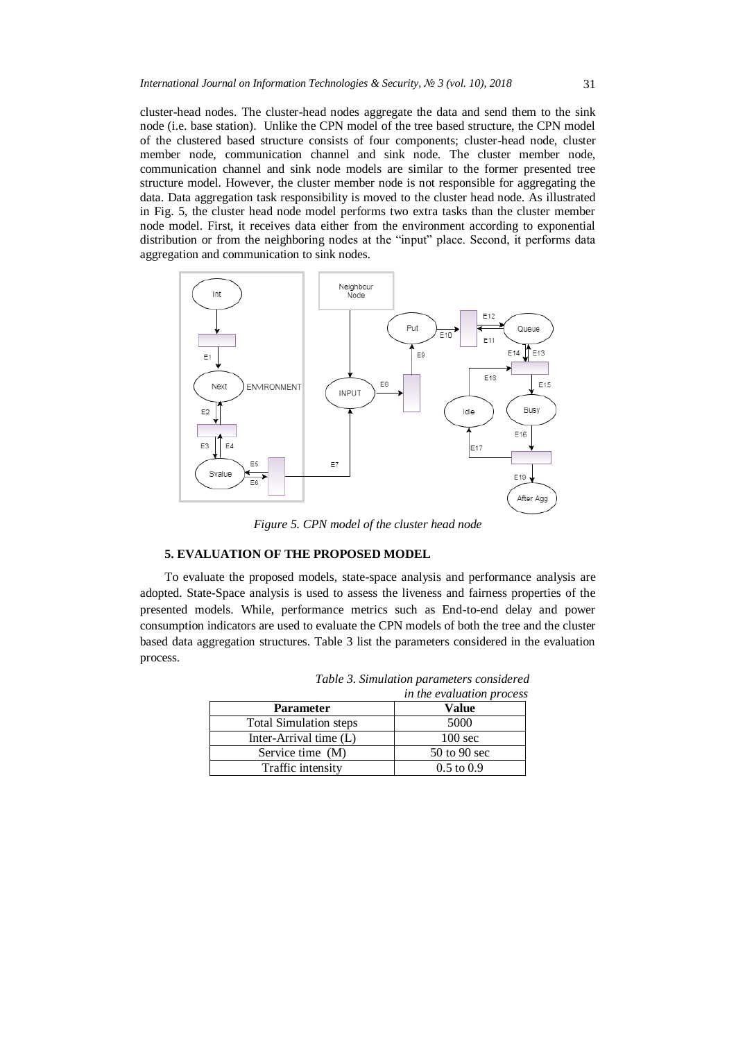cluster-head nodes. The cluster-head nodes aggregate the data and send them to the sink node (i.e. base station). Unlike the CPN model of the tree based structure, the CPN model of the clustered based structure consists of four components; cluster-head node, cluster member node, communication channel and sink node. The cluster member node, communication channel and sink node models are similar to the former presented tree structure model. However, the cluster member node is not responsible for aggregating the data. Data aggregation task responsibility is moved to the cluster head node. As illustrated in Fig. 5, the cluster head node model performs two extra tasks than the cluster member node model. First, it receives data either from the environment according to exponential distribution or from the neighboring nodes at the "input" place. Second, it performs data aggregation and communication to sink nodes.

*Figure 5. CPN model of the cluster head node*

### 5. EVALUATION OF THE PROPOSED MODEL

To evaluate the proposed models, state-space analysis and performance analysis are adopted. State-Space analysis is used to assess the liveness and fairness properties of the presented models. While, performance metrics such as End-to-end delay and power consumption indicators are used to evaluate the CPN models of both the tree and the cluster based data aggregation structures. Table 3 list the parameters considered in the evaluation process.

*Table 3. Simulation parameters considered in the evaluation process*

| Parameter | Value |
|---|---|
| Total Simulation steps | 5000 |
| Inter-Arrival time (L) | 100 sec |
| Service time (M) | 50 to 90 sec |
| Traffic intensity | 0.5 to 0.9 |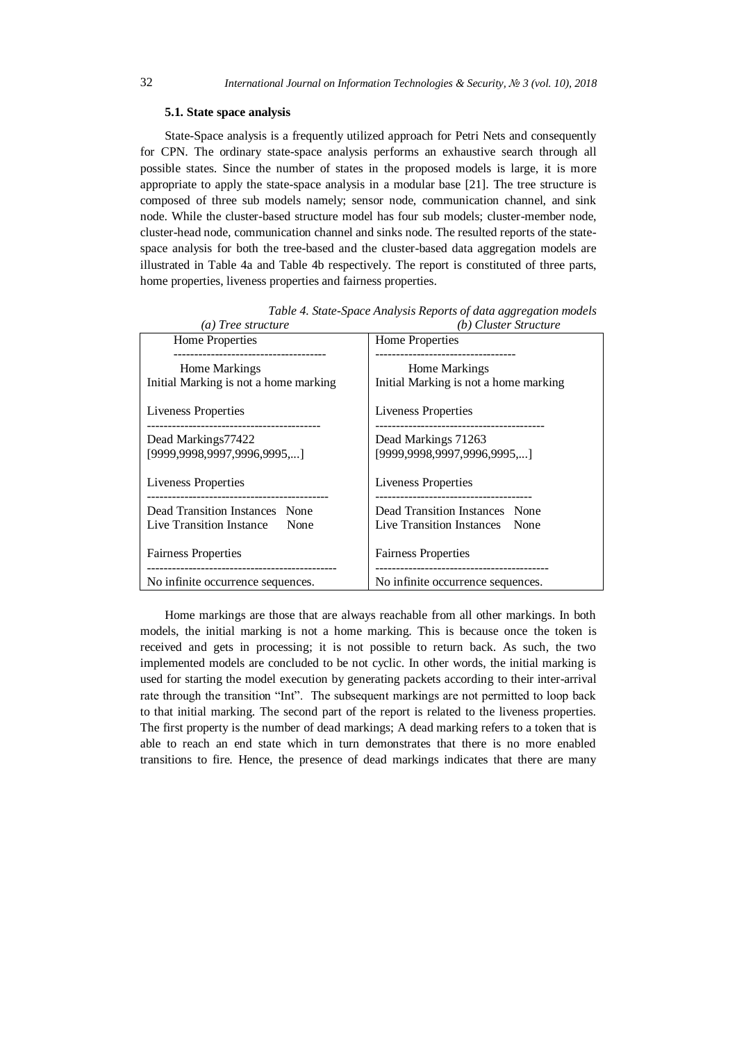### 5.1. State space analysis

State-Space analysis is a frequently utilized approach for Petri Nets and consequently for CPN. The ordinary state-space analysis performs an exhaustive search through all possible states. Since the number of states in the proposed models is large, it is more appropriate to apply the state-space analysis in a modular base [21]. The tree structure is composed of three sub models namely; sensor node, communication channel, and sink node. While the cluster-based structure model has four sub models; cluster-member node, cluster-head node, communication channel and sinks node. The resulted reports of the state-space analysis for both the tree-based and the cluster-based data aggregation models are illustrated in Table 4a and Table 4b respectively. The report is constituted of three parts, home properties, liveness properties and fairness properties.

*Table 4. State-Space Analysis Reports of data aggregation models*

| *(a) Tree structure* | *(b) Cluster Structure* |
|---|---|
| Home Properties | Home Properties |
| Home Markings<br>Initial Marking is not a home marking | Home Markings<br>Initial Marking is not a home marking |
| Liveness Properties | Liveness Properties |
| Dead Markings77422<br>[9999,9998,9997,9996,9995,...] | Dead Markings 71263<br>[9999,9998,9997,9996,9995,...] |
| Liveness Properties | Liveness Properties |
| Dead Transition Instances None<br>Live Transition Instance None | Dead Transition Instances None<br>Live Transition Instances None |
| Fairness Properties | Fairness Properties |
| No infinite occurrence sequences. | No infinite occurrence sequences. |

Home markings are those that are always reachable from all other markings. In both models, the initial marking is not a home marking. This is because once the token is received and gets in processing; it is not possible to return back. As such, the two implemented models are concluded to be not cyclic. In other words, the initial marking is used for starting the model execution by generating packets according to their inter-arrival rate through the transition "Int". The subsequent markings are not permitted to loop back to that initial marking. The second part of the report is related to the liveness properties. The first property is the number of dead markings; A dead marking refers to a token that is able to reach an end state which in turn demonstrates that there is no more enabled transitions to fire. Hence, the presence of dead markings indicates that there are many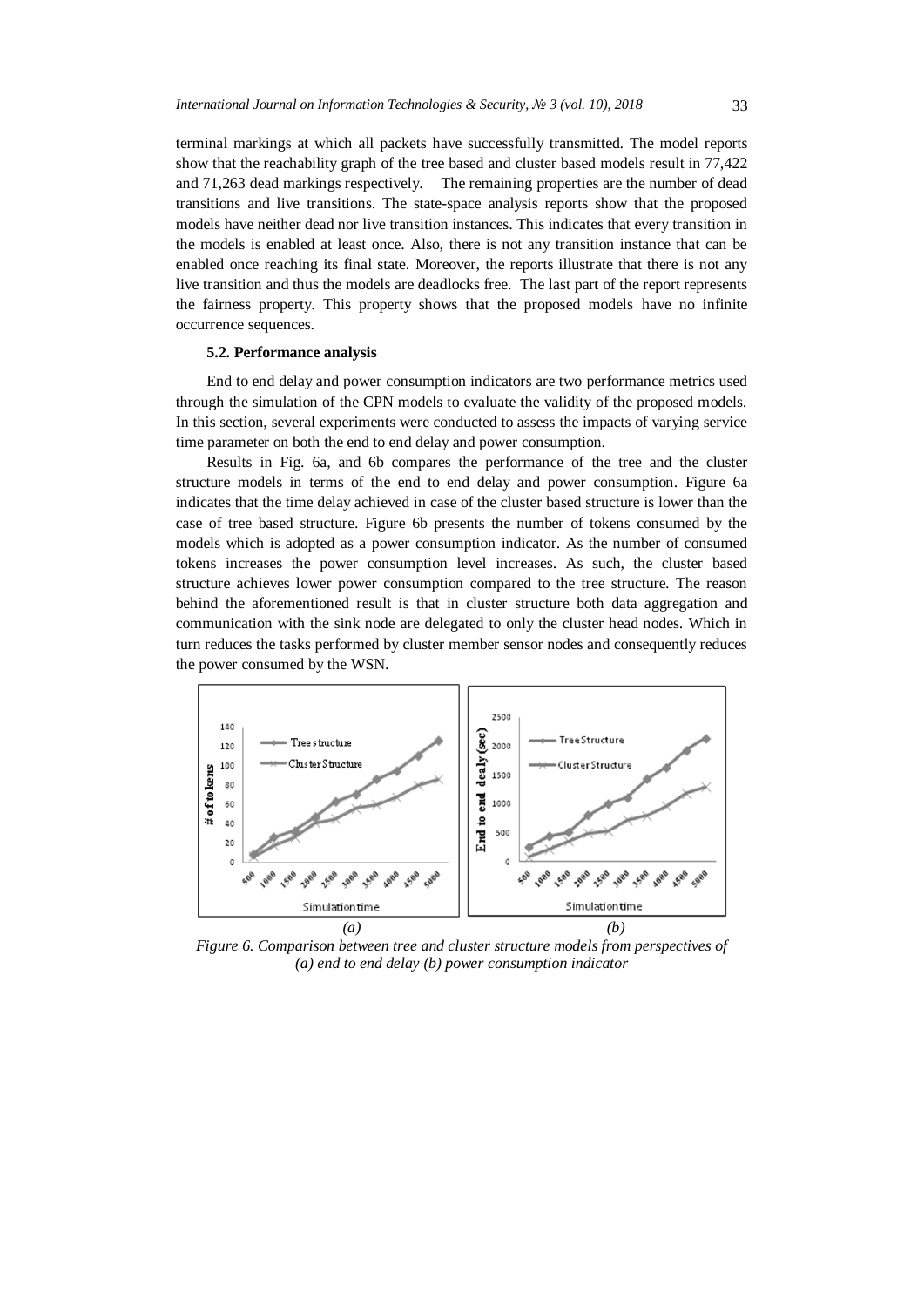terminal markings at which all packets have successfully transmitted. The model reports show that the reachability graph of the tree based and cluster based models result in 77,422 and 71,263 dead markings respectively. The remaining properties are the number of dead transitions and live transitions. The state-space analysis reports show that the proposed models have neither dead nor live transition instances. This indicates that every transition in the models is enabled at least once. Also, there is not any transition instance that can be enabled once reaching its final state. Moreover, the reports illustrate that there is not any live transition and thus the models are deadlocks free. The last part of the report represents the fairness property. This property shows that the proposed models have no infinite occurrence sequences.

### 5.2. Performance analysis

End to end delay and power consumption indicators are two performance metrics used through the simulation of the CPN models to evaluate the validity of the proposed models. In this section, several experiments were conducted to assess the impacts of varying service time parameter on both the end to end delay and power consumption.

Results in Fig. 6a, and 6b compares the performance of the tree and the cluster structure models in terms of the end to end delay and power consumption. Figure 6a indicates that the time delay achieved in case of the cluster based structure is lower than the case of tree based structure. Figure 6b presents the number of tokens consumed by the models which is adopted as a power consumption indicator. As the number of consumed tokens increases the power consumption level increases. As such, the cluster based structure achieves lower power consumption compared to the tree structure. The reason behind the aforementioned result is that in cluster structure both data aggregation and communication with the sink node are delegated to only the cluster head nodes. Which in turn reduces the tasks performed by cluster member sensor nodes and consequently reduces the power consumed by the WSN.

*Figure 6. Comparison between tree and cluster structure models from perspectives of (a) end to end delay (b) power consumption indicator*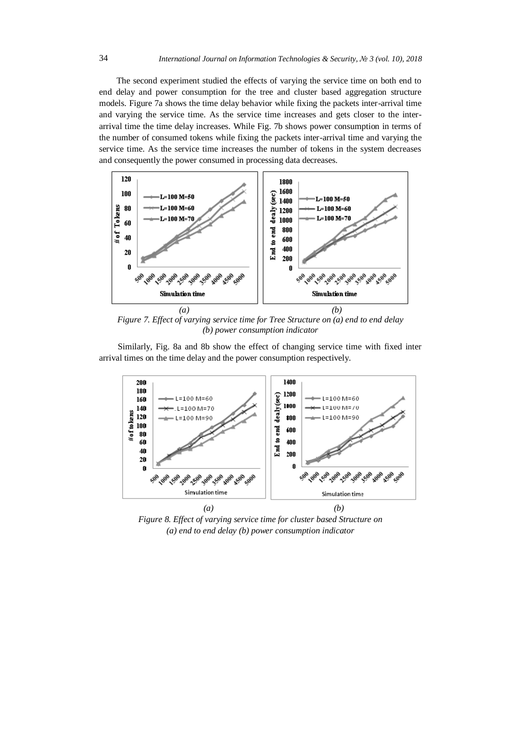The second experiment studied the effects of varying the service time on both end to end delay and power consumption for the tree and cluster based aggregation structure models. Figure 7a shows the time delay behavior while fixing the packets inter-arrival time and varying the service time. As the service time increases and gets closer to the inter-arrival time the time delay increases. While Fig. 7b shows power consumption in terms of the number of consumed tokens while fixing the packets inter-arrival time and varying the service time. As the service time increases the number of tokens in the system decreases and consequently the power consumed in processing data decreases.

*(a)* *(b)*

*Figure 7. Effect of varying service time for Tree Structure on (a) end to end delay (b) power consumption indicator*

Similarly, Fig. 8a and 8b show the effect of changing service time with fixed inter arrival times on the time delay and the power consumption respectively.

*(a)* *(b)*

*Figure 8. Effect of varying service time for cluster based Structure on (a) end to end delay (b) power consumption indicator*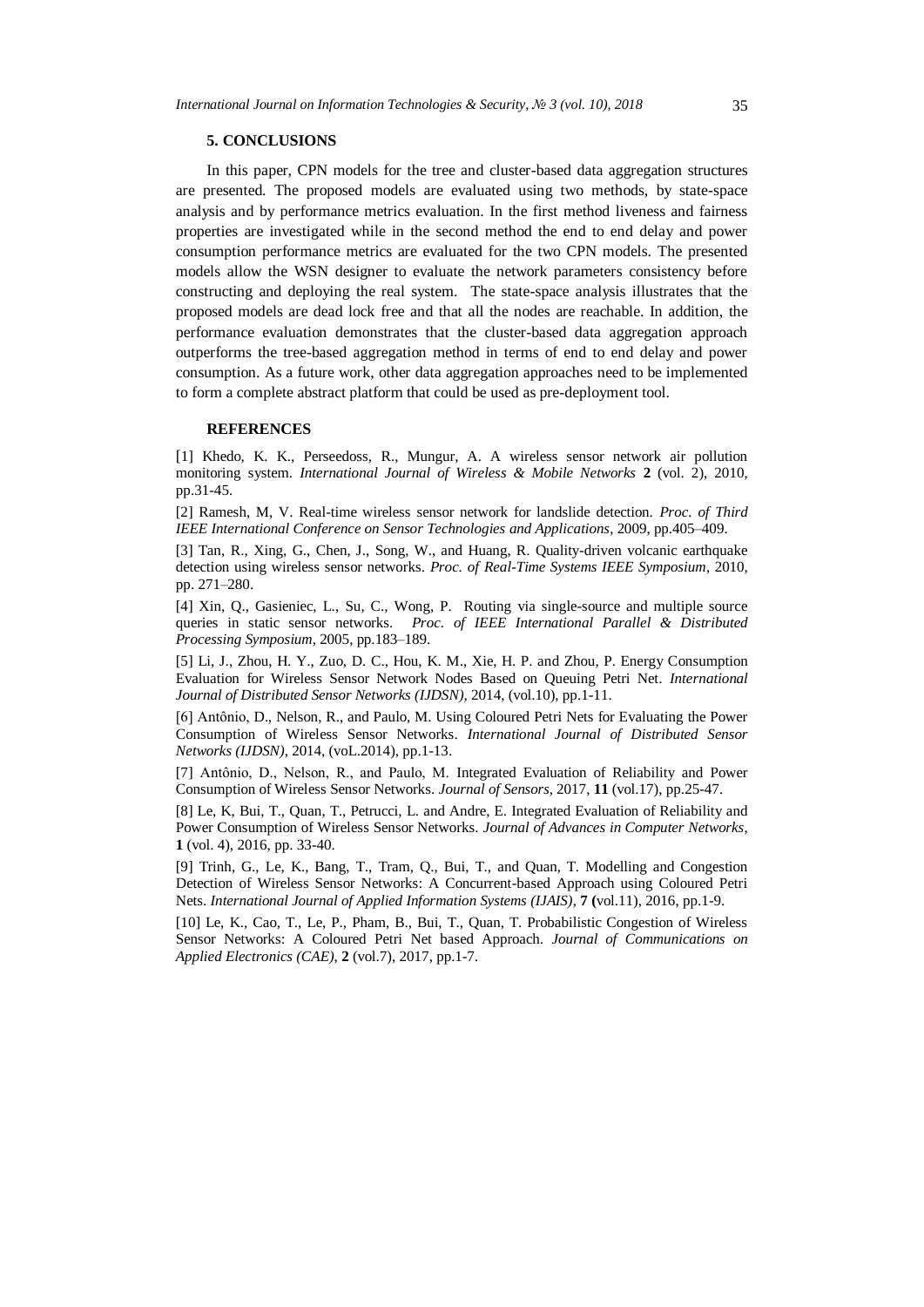## 5. CONCLUSIONS

In this paper, CPN models for the tree and cluster-based data aggregation structures are presented. The proposed models are evaluated using two methods, by state-space analysis and by performance metrics evaluation. In the first method liveness and fairness properties are investigated while in the second method the end to end delay and power consumption performance metrics are evaluated for the two CPN models. The presented models allow the WSN designer to evaluate the network parameters consistency before constructing and deploying the real system. The state-space analysis illustrates that the proposed models are dead lock free and that all the nodes are reachable. In addition, the performance evaluation demonstrates that the cluster-based data aggregation approach outperforms the tree-based aggregation method in terms of end to end delay and power consumption. As a future work, other data aggregation approaches need to be implemented to form a complete abstract platform that could be used as pre-deployment tool.

## REFERENCES

[1] Khedo, K. K., Perseedoss, R., Mungur, A. A wireless sensor network air pollution monitoring system. *International Journal of Wireless & Mobile Networks* **2** (vol. 2), 2010, pp.31-45.

[2] Ramesh, M, V. Real-time wireless sensor network for landslide detection. *Proc. of Third IEEE International Conference on Sensor Technologies and Applications*, 2009, pp.405–409.

[3] Tan, R., Xing, G., Chen, J., Song, W., and Huang, R. Quality-driven volcanic earthquake detection using wireless sensor networks. *Proc. of Real-Time Systems IEEE Symposium*, 2010, pp. 271–280.

[4] Xin, Q., Gasieniec, L., Su, C., Wong, P. Routing via single-source and multiple source queries in static sensor networks. *Proc. of IEEE International Parallel & Distributed Processing Symposium*, 2005, pp.183–189.

[5] Li, J., Zhou, H. Y., Zuo, D. C., Hou, K. M., Xie, H. P. and Zhou, P. Energy Consumption Evaluation for Wireless Sensor Network Nodes Based on Queuing Petri Net. *International Journal of Distributed Sensor Networks (IJDSN)*, 2014, (vol.10), pp.1-11.

[6] Antônio, D., Nelson, R., and Paulo, M. Using Coloured Petri Nets for Evaluating the Power Consumption of Wireless Sensor Networks. *International Journal of Distributed Sensor Networks (IJDSN)*, 2014, (voL.2014), pp.1-13.

[7] Antônio, D., Nelson, R., and Paulo, M. Integrated Evaluation of Reliability and Power Consumption of Wireless Sensor Networks. *Journal of Sensors*, 2017, **11** (vol.17), pp.25-47.

[8] Le, K, Bui, T., Quan, T., Petrucci, L. and Andre, E. Integrated Evaluation of Reliability and Power Consumption of Wireless Sensor Networks. *Journal of Advances in Computer Networks*, **1** (vol. 4), 2016, pp. 33-40.

[9] Trinh, G., Le, K., Bang, T., Tram, Q., Bui, T., and Quan, T. Modelling and Congestion Detection of Wireless Sensor Networks: A Concurrent-based Approach using Coloured Petri Nets. *International Journal of Applied Information Systems (IJAIS)*, **7 (**vol.11), 2016, pp.1-9.

[10] Le, K., Cao, T., Le, P., Pham, B., Bui, T., Quan, T. Probabilistic Congestion of Wireless Sensor Networks: A Coloured Petri Net based Approach. *Journal of Communications on Applied Electronics (CAE)*, **2** (vol.7), 2017, pp.1-7.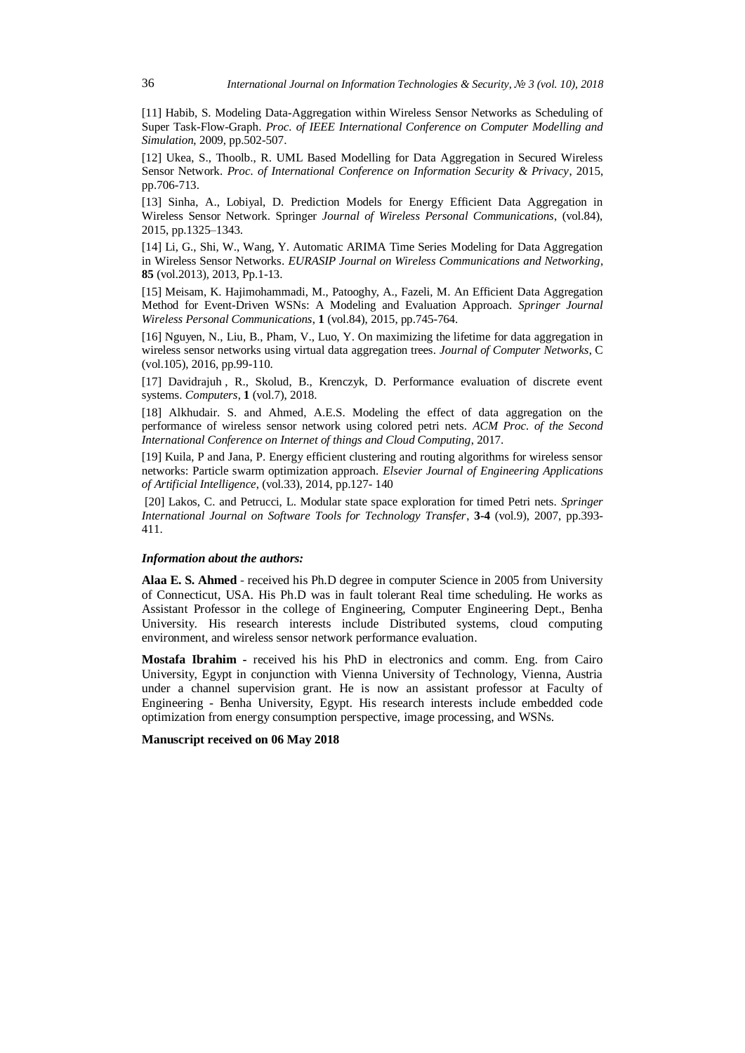[11] Habib, S. Modeling Data-Aggregation within Wireless Sensor Networks as Scheduling of Super Task-Flow-Graph. *Proc. of IEEE International Conference on Computer Modelling and Simulation*, 2009, pp.502-507.

[12] Ukea, S., Thoolb., R. UML Based Modelling for Data Aggregation in Secured Wireless Sensor Network. *Proc. of International Conference on Information Security & Privacy*, 2015, pp.706-713.

[13] Sinha, A., Lobiyal, D. Prediction Models for Energy Efficient Data Aggregation in Wireless Sensor Network. Springer *Journal of Wireless Personal Communications*, (vol.84), 2015, pp.1325–1343.

[14] Li, G., Shi, W., Wang, Y. Automatic ARIMA Time Series Modeling for Data Aggregation in Wireless Sensor Networks. *EURASIP Journal on Wireless Communications and Networking*, **85** (vol.2013), 2013, Pp.1-13.

[15] Meisam, K. Hajimohammadi, M., Patooghy, A., Fazeli, M. An Efficient Data Aggregation Method for Event-Driven WSNs: A Modeling and Evaluation Approach. *Springer Journal Wireless Personal Communications*, **1** (vol.84), 2015, pp.745-764.

[16] Nguyen, N., Liu, B., Pham, V., Luo, Y. On maximizing the lifetime for data aggregation in wireless sensor networks using virtual data aggregation trees. *Journal of Computer Networks*, C (vol.105), 2016, pp.99-110.

[17] Davidrajuh , R., Skolud, B., Krenczyk, D. Performance evaluation of discrete event systems. *Computers*, **1** (vol.7), 2018.

[18] Alkhudair. S. and Ahmed, A.E.S. Modeling the effect of data aggregation on the performance of wireless sensor network using colored petri nets. *ACM Proc. of the Second International Conference on Internet of things and Cloud Computing*, 2017.

[19] Kuila, P and Jana, P. Energy efficient clustering and routing algorithms for wireless sensor networks: Particle swarm optimization approach. *Elsevier Journal of Engineering Applications of Artificial Intelligence*, (vol.33), 2014, pp.127- 140

[20] Lakos, C. and Petrucci, L. Modular state space exploration for timed Petri nets. *Springer International Journal on Software Tools for Technology Transfer*, **3-4** (vol.9), 2007, pp.393-411.

***Information about the authors:***

**Alaa E. S. Ahmed** - received his Ph.D degree in computer Science in 2005 from University of Connecticut, USA. His Ph.D was in fault tolerant Real time scheduling. He works as Assistant Professor in the college of Engineering, Computer Engineering Dept., Benha University. His research interests include Distributed systems, cloud computing environment, and wireless sensor network performance evaluation.

**Mostafa Ibrahim** - received his his PhD in electronics and comm. Eng. from Cairo University, Egypt in conjunction with Vienna University of Technology, Vienna, Austria under a channel supervision grant. He is now an assistant professor at Faculty of Engineering - Benha University, Egypt. His research interests include embedded code optimization from energy consumption perspective, image processing, and WSNs.

**Manuscript received on 06 May 2018**